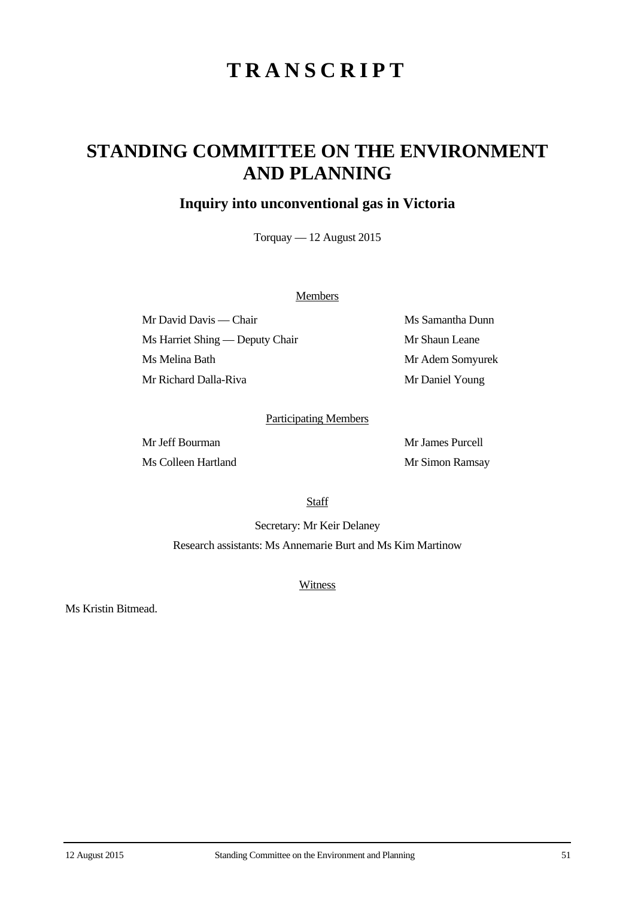# TRANSCRIPT

## STANDING COMMITTEE ON THE ENVIRONMENT AND PLANNING

### Inquiry into unconventional gas in Victoria

Torquay — 12 August 2015

Members

Mr David Davis — Chair

Ms Harriet Shing — Deputy Chair

Ms Melina Bath

Mr Richard Dalla-Riva

Ms Samantha Dunn

Mr Shaun Leane

Mr Adem Somyurek

Mr Daniel Young

Participating Members

Mr Jeff Bourman

Ms Colleen Hartland

Mr James Purcell

Mr Simon Ramsay

Staff

Secretary: Mr Keir Delaney

Research assistants: Ms Annemarie Burt and Ms Kim Martinow

Witness

Ms Kristin Bitmead.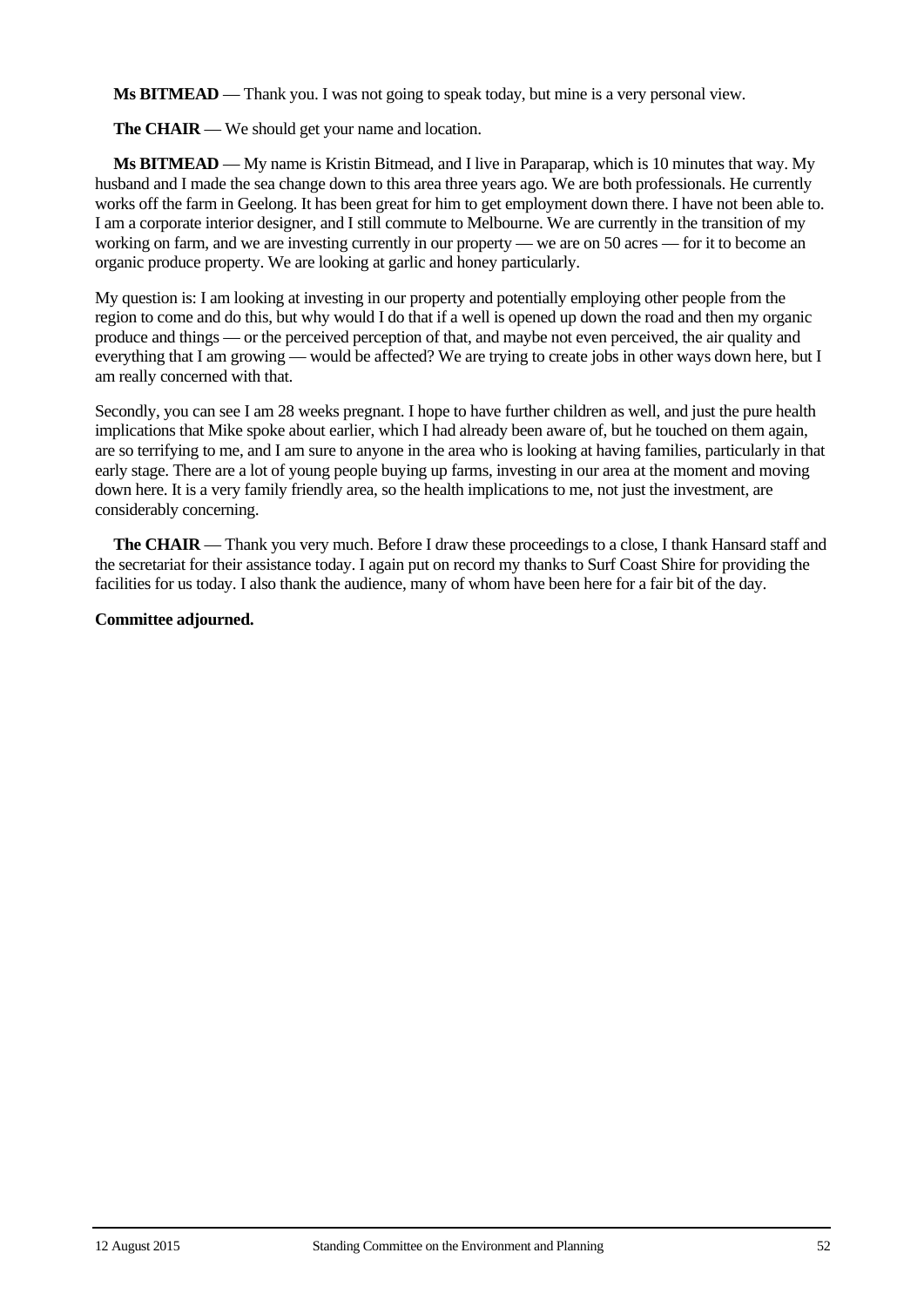**Ms BITMEAD** — Thank you. I was not going to speak today, but mine is a very personal view.

**The CHAIR** — We should get your name and location.

**Ms BITMEAD** — My name is Kristin Bitmead, and I live in Paraparap, which is 10 minutes that way. My husband and I made the sea change down to this area three years ago. We are both professionals. He currently works off the farm in Geelong. It has been great for him to get employment down there. I have not been able to. I am a corporate interior designer, and I still commute to Melbourne. We are currently in the transition of my working on farm, and we are investing currently in our property — we are on 50 acres — for it to become an organic produce property. We are looking at garlic and honey particularly.

My question is: I am looking at investing in our property and potentially employing other people from the region to come and do this, but why would I do that if a well is opened up down the road and then my organic produce and things — or the perceived perception of that, and maybe not even perceived, the air quality and everything that I am growing — would be affected? We are trying to create jobs in other ways down here, but I am really concerned with that.

Secondly, you can see I am 28 weeks pregnant. I hope to have further children as well, and just the pure health implications that Mike spoke about earlier, which I had already been aware of, but he touched on them again, are so terrifying to me, and I am sure to anyone in the area who is looking at having families, particularly in that early stage. There are a lot of young people buying up farms, investing in our area at the moment and moving down here. It is a very family friendly area, so the health implications to me, not just the investment, are considerably concerning.

**The CHAIR** — Thank you very much. Before I draw these proceedings to a close, I thank Hansard staff and the secretariat for their assistance today. I again put on record my thanks to Surf Coast Shire for providing the facilities for us today. I also thank the audience, many of whom have been here for a fair bit of the day.

**Committee adjourned.**